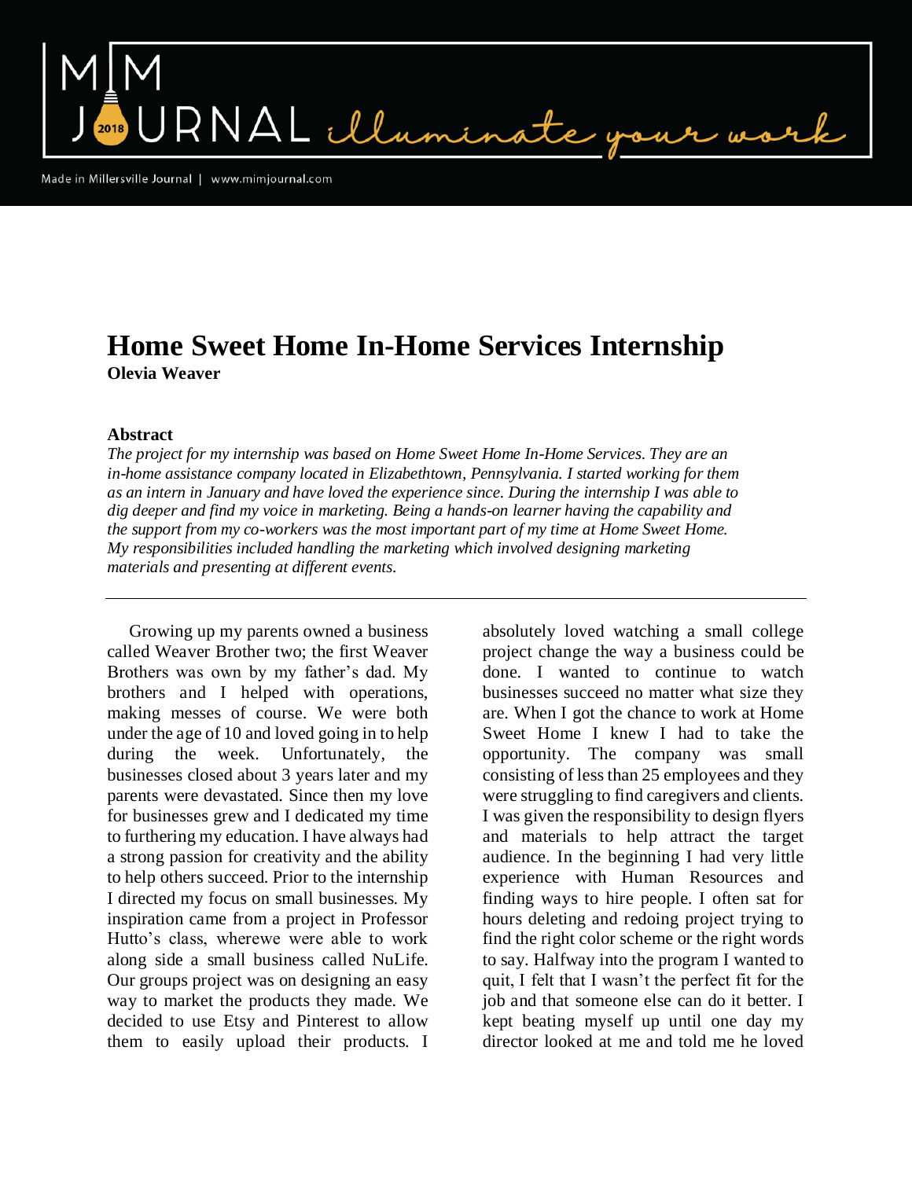# Home Sweet Home In-Home Services Internship

**Olevia Weaver**

## Abstract

*The project for my internship was based on Home Sweet Home In-Home Services. They are an in-home assistance company located in Elizabethtown, Pennsylvania. I started working for them as an intern in January and have loved the experience since. During the internship I was able to dig deeper and find my voice in marketing. Being a hands-on learner having the capability and the support from my co-workers was the most important part of my time at Home Sweet Home. My responsibilities included handling the marketing which involved designing marketing materials and presenting at different events.*

---

Growing up my parents owned a business called Weaver Brother two; the first Weaver Brothers was own by my father's dad. My brothers and I helped with operations, making messes of course. We were both under the age of 10 and loved going in to help during the week. Unfortunately, the businesses closed about 3 years later and my parents were devastated. Since then my love for businesses grew and I dedicated my time to furthering my education. I have always had a strong passion for creativity and the ability to help others succeed. Prior to the internship I directed my focus on small businesses. My inspiration came from a project in Professor Hutto's class, wherewe were able to work along side a small business called NuLife. Our groups project was on designing an easy way to market the products they made. We decided to use Etsy and Pinterest to allow them to easily upload their products. I absolutely loved watching a small college project change the way a business could be done. I wanted to continue to watch businesses succeed no matter what size they are. When I got the chance to work at Home Sweet Home I knew I had to take the opportunity. The company was small consisting of less than 25 employees and they were struggling to find caregivers and clients. I was given the responsibility to design flyers and materials to help attract the target audience. In the beginning I had very little experience with Human Resources and finding ways to hire people. I often sat for hours deleting and redoing project trying to find the right color scheme or the right words to say. Halfway into the program I wanted to quit, I felt that I wasn't the perfect fit for the job and that someone else can do it better. I kept beating myself up until one day my director looked at me and told me he loved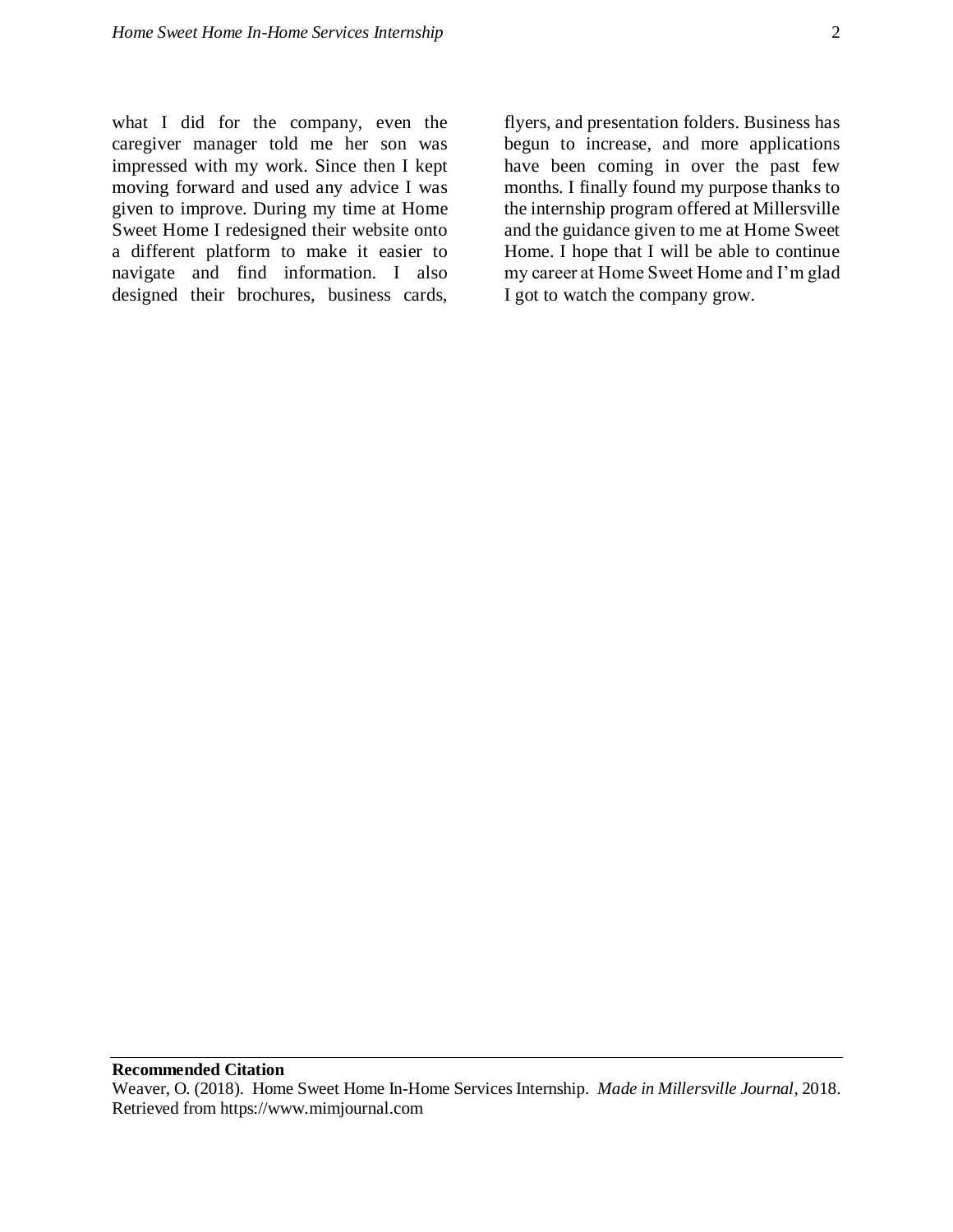what I did for the company, even the caregiver manager told me her son was impressed with my work. Since then I kept moving forward and used any advice I was given to improve. During my time at Home Sweet Home I redesigned their website onto a different platform to make it easier to navigate and find information. I also designed their brochures, business cards, flyers, and presentation folders. Business has begun to increase, and more applications have been coming in over the past few months. I finally found my purpose thanks to the internship program offered at Millersville and the guidance given to me at Home Sweet Home. I hope that I will be able to continue my career at Home Sweet Home and I'm glad I got to watch the company grow.

**Recommended Citation**

Weaver, O. (2018). Home Sweet Home In-Home Services Internship. *Made in Millersville Journal*, 2018. Retrieved from https://www.mimjournal.com